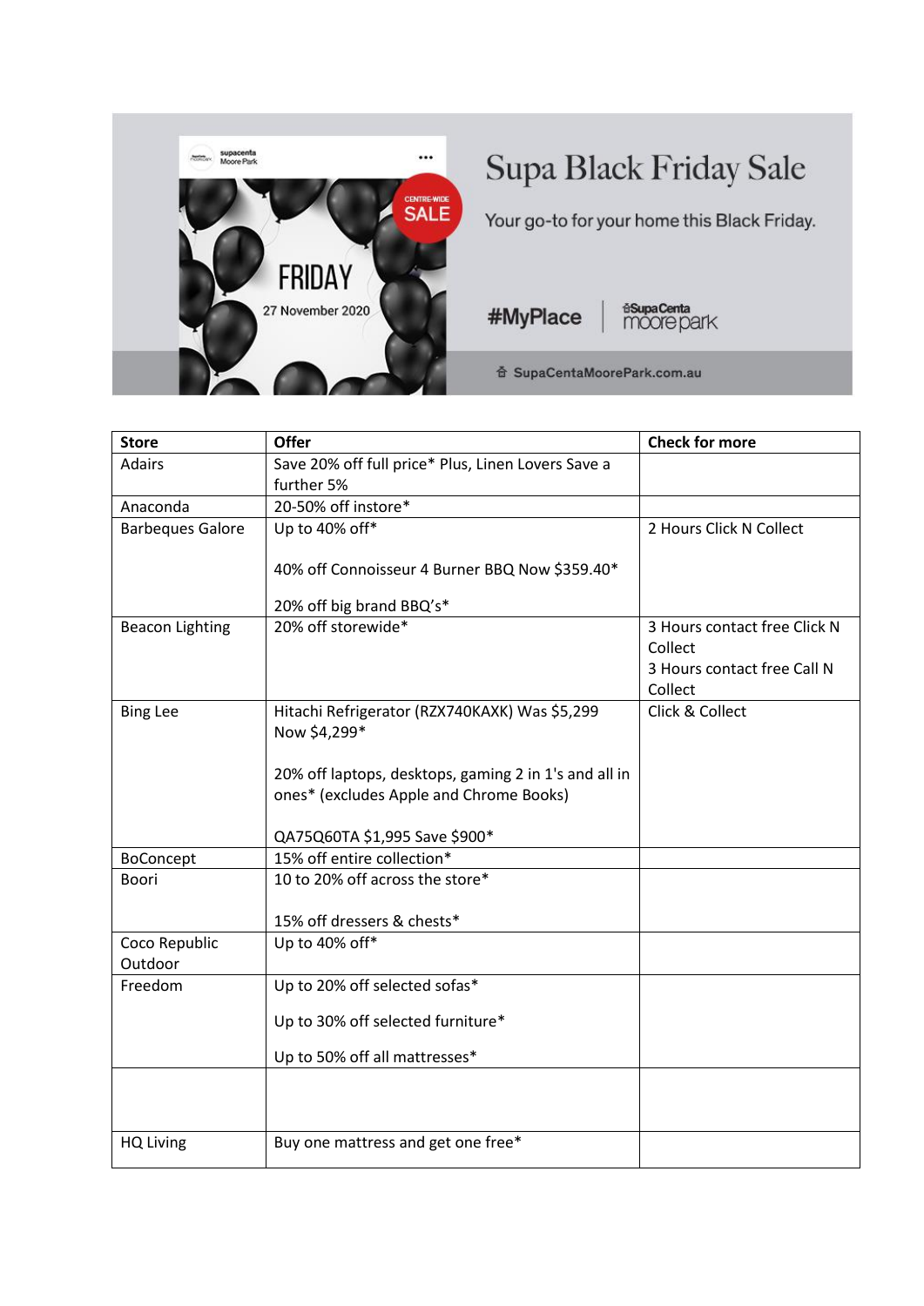# Supa Black Friday Sale

Your go-to for your home this Black Friday.

FRIDAY 27 November 2020 — CENTRE-WIDE SALE

#MyPlace | SupaCenta moore park

SupaCentaMoorePark.com.au

| Store | Offer | Check for more |
|---|---|---|
| Adairs | Save 20% off full price* Plus, Linen Lovers Save a further 5% | |
| Anaconda | 20-50% off instore* | |
| Barbeques Galore | Up to 40% off*<br><br>40% off Connoisseur 4 Burner BBQ Now $359.40*<br><br>20% off big brand BBQ's* | 2 Hours Click N Collect |
| Beacon Lighting | 20% off storewide* | 3 Hours contact free Click N Collect<br>3 Hours contact free Call N Collect |
| Bing Lee | Hitachi Refrigerator (RZX740KAXK) Was $5,299 Now $4,299*<br><br>20% off laptops, desktops, gaming 2 in 1's and all in ones* (excludes Apple and Chrome Books)<br><br>QA75Q60TA $1,995 Save $900* | Click & Collect |
| BoConcept | 15% off entire collection* | |
| Boori | 10 to 20% off across the store*<br><br>15% off dressers & chests* | |
| Coco Republic Outdoor | Up to 40% off* | |
| Freedom | Up to 20% off selected sofas*<br><br>Up to 30% off selected furniture*<br><br>Up to 50% off all mattresses* | |
| | | |
| HQ Living | Buy one mattress and get one free* | |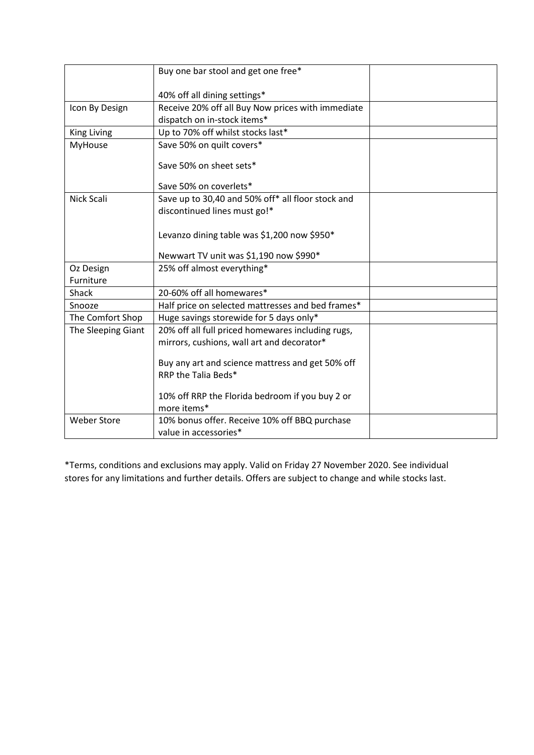| | | |
|---|---|---|
| | Buy one bar stool and get one free*<br><br>40% off all dining settings* | |
| Icon By Design | Receive 20% off all Buy Now prices with immediate dispatch on in-stock items* | |
| King Living | Up to 70% off whilst stocks last* | |
| MyHouse | Save 50% on quilt covers*<br><br>Save 50% on sheet sets*<br><br>Save 50% on coverlets* | |
| Nick Scali | Save up to 30,40 and 50% off* all floor stock and discontinued lines must go!*<br><br>Levanzo dining table was $1,200 now $950*<br><br>Newwart TV unit was $1,190 now $990* | |
| Oz Design Furniture | 25% off almost everything* | |
| Shack | 20-60% off all homewares* | |
| Snooze | Half price on selected mattresses and bed frames* | |
| The Comfort Shop | Huge savings storewide for 5 days only* | |
| The Sleeping Giant | 20% off all full priced homewares including rugs, mirrors, cushions, wall art and decorator*<br><br>Buy any art and science mattress and get 50% off RRP the Talia Beds*<br><br>10% off RRP the Florida bedroom if you buy 2 or more items* | |
| Weber Store | 10% bonus offer. Receive 10% off BBQ purchase value in accessories* | |

*Terms, conditions and exclusions may apply. Valid on Friday 27 November 2020. See individual stores for any limitations and further details. Offers are subject to change and while stocks last.